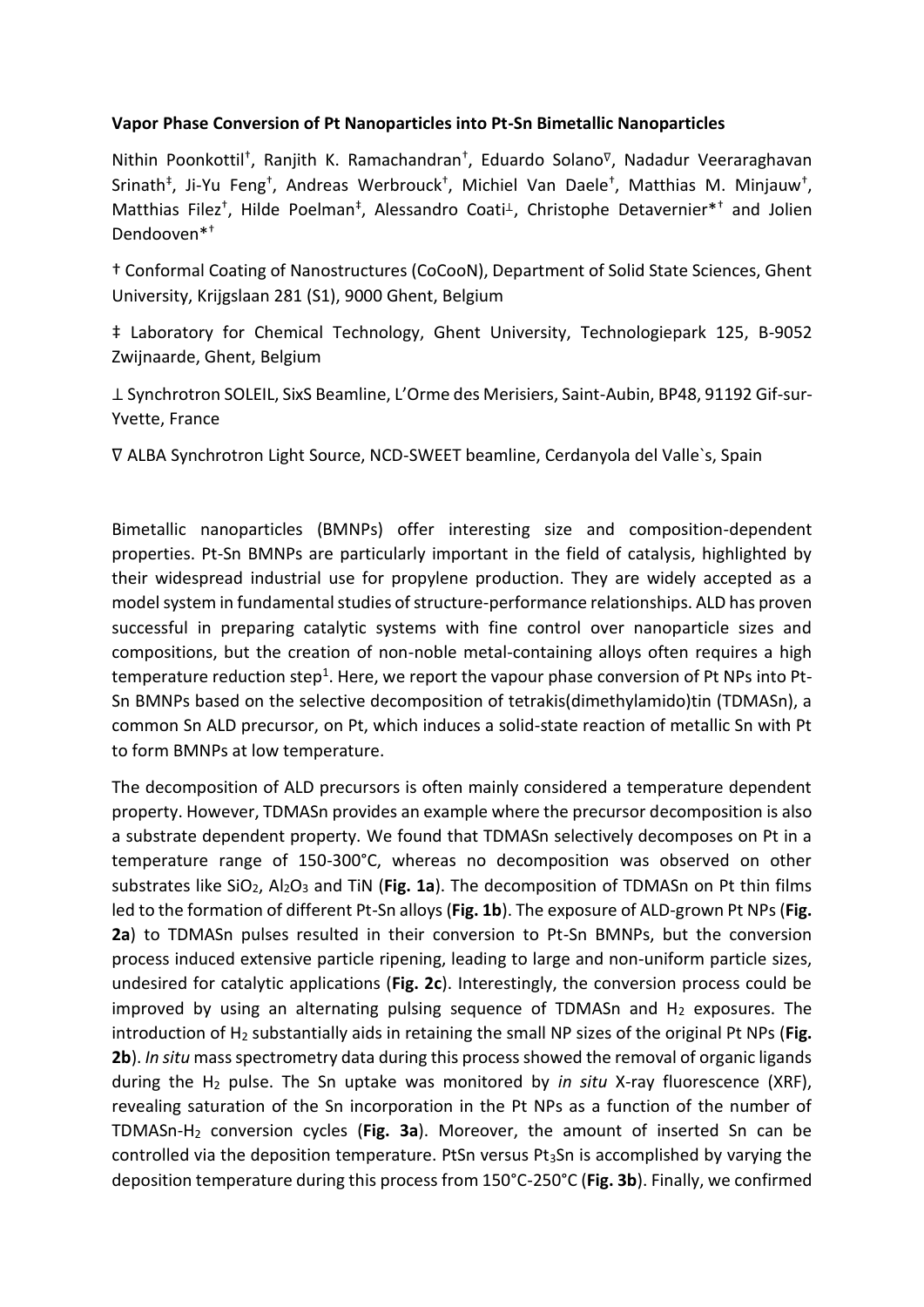**Vapor Phase Conversion of Pt Nanoparticles into Pt-Sn Bimetallic Nanoparticles**

Nithin Poonkottil[†], Ranjith K. Ramachandran[†], Eduardo Solano[∇], Nadadur Veeraraghavan Srinath[‡], Ji-Yu Feng[†], Andreas Werbrouck[†], Michiel Van Daele[†], Matthias M. Minjauw[†], Matthias Filez[†], Hilde Poelman[‡], Alessandro Coati[⊥], Christophe Detavernier*[†] and Jolien Dendooven*[†]

† Conformal Coating of Nanostructures (CoCooN), Department of Solid State Sciences, Ghent University, Krijgslaan 281 (S1), 9000 Ghent, Belgium

‡ Laboratory for Chemical Technology, Ghent University, Technologiepark 125, B-9052 Zwijnaarde, Ghent, Belgium

⊥ Synchrotron SOLEIL, SixS Beamline, L'Orme des Merisiers, Saint-Aubin, BP48, 91192 Gif-sur-Yvette, France

∇ ALBA Synchrotron Light Source, NCD-SWEET beamline, Cerdanyola del Valle`s, Spain

Bimetallic nanoparticles (BMNPs) offer interesting size and composition-dependent properties. Pt-Sn BMNPs are particularly important in the field of catalysis, highlighted by their widespread industrial use for propylene production. They are widely accepted as a model system in fundamental studies of structure-performance relationships. ALD has proven successful in preparing catalytic systems with fine control over nanoparticle sizes and compositions, but the creation of non-noble metal-containing alloys often requires a high temperature reduction step[1]. Here, we report the vapour phase conversion of Pt NPs into Pt-Sn BMNPs based on the selective decomposition of tetrakis(dimethylamido)tin (TDMASn), a common Sn ALD precursor, on Pt, which induces a solid-state reaction of metallic Sn with Pt to form BMNPs at low temperature.

The decomposition of ALD precursors is often mainly considered a temperature dependent property. However, TDMASn provides an example where the precursor decomposition is also a substrate dependent property. We found that TDMASn selectively decomposes on Pt in a temperature range of 150-300°C, whereas no decomposition was observed on other substrates like $SiO_2$, $Al_2O_3$ and TiN (**Fig. 1a**). The decomposition of TDMASn on Pt thin films led to the formation of different Pt-Sn alloys (**Fig. 1b**). The exposure of ALD-grown Pt NPs (**Fig. 2a**) to TDMASn pulses resulted in their conversion to Pt-Sn BMNPs, but the conversion process induced extensive particle ripening, leading to large and non-uniform particle sizes, undesired for catalytic applications (**Fig. 2c**). Interestingly, the conversion process could be improved by using an alternating pulsing sequence of TDMASn and $H_2$ exposures. The introduction of $H_2$ substantially aids in retaining the small NP sizes of the original Pt NPs (**Fig. 2b**). *In situ* mass spectrometry data during this process showed the removal of organic ligands during the $H_2$ pulse. The Sn uptake was monitored by *in situ* X-ray fluorescence (XRF), revealing saturation of the Sn incorporation in the Pt NPs as a function of the number of TDMASn-$H_2$ conversion cycles (**Fig. 3a**). Moreover, the amount of inserted Sn can be controlled via the deposition temperature. PtSn versus $Pt_3Sn$ is accomplished by varying the deposition temperature during this process from 150°C-250°C (**Fig. 3b**). Finally, we confirmed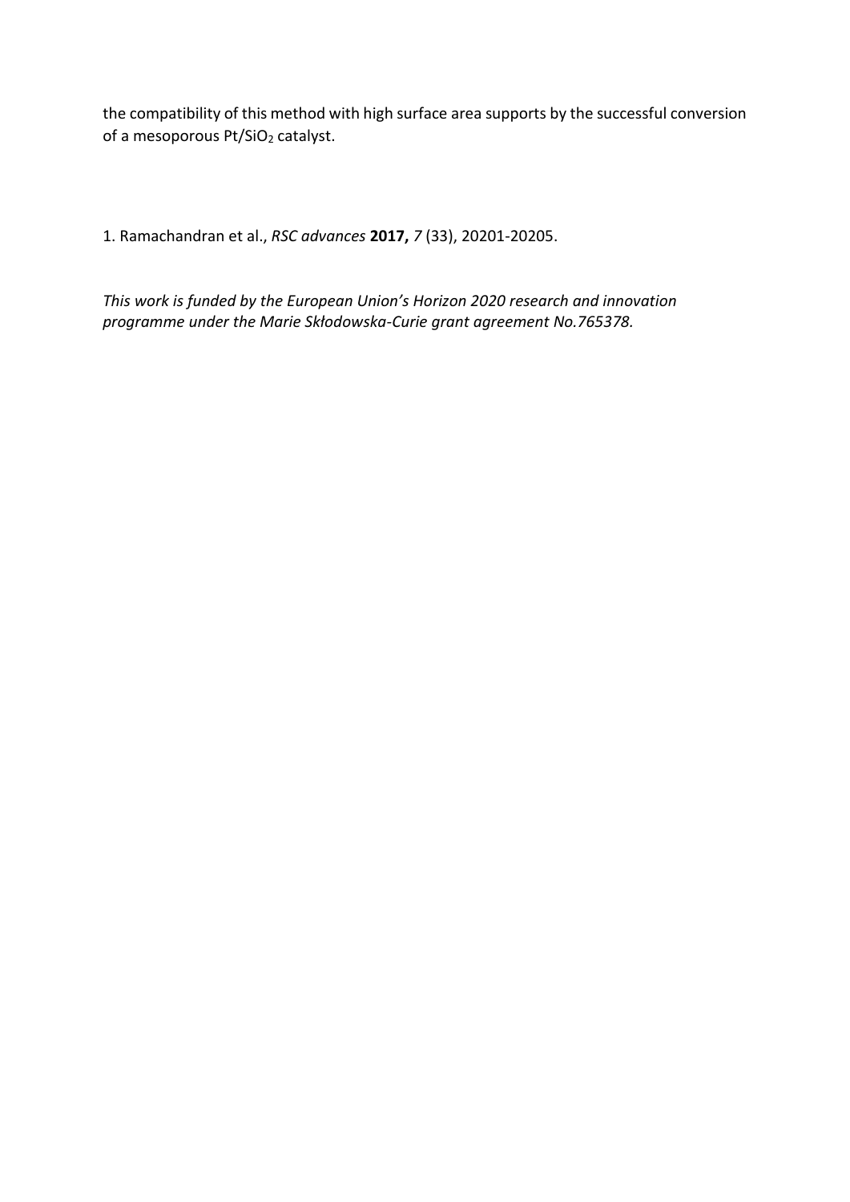the compatibility of this method with high surface area supports by the successful conversion of a mesoporous $Pt/SiO_2$ catalyst.

1. Ramachandran et al., *RSC advances* **2017,** *7* (33), 20201-20205.

*This work is funded by the European Union's Horizon 2020 research and innovation programme under the Marie Skłodowska-Curie grant agreement No.765378.*